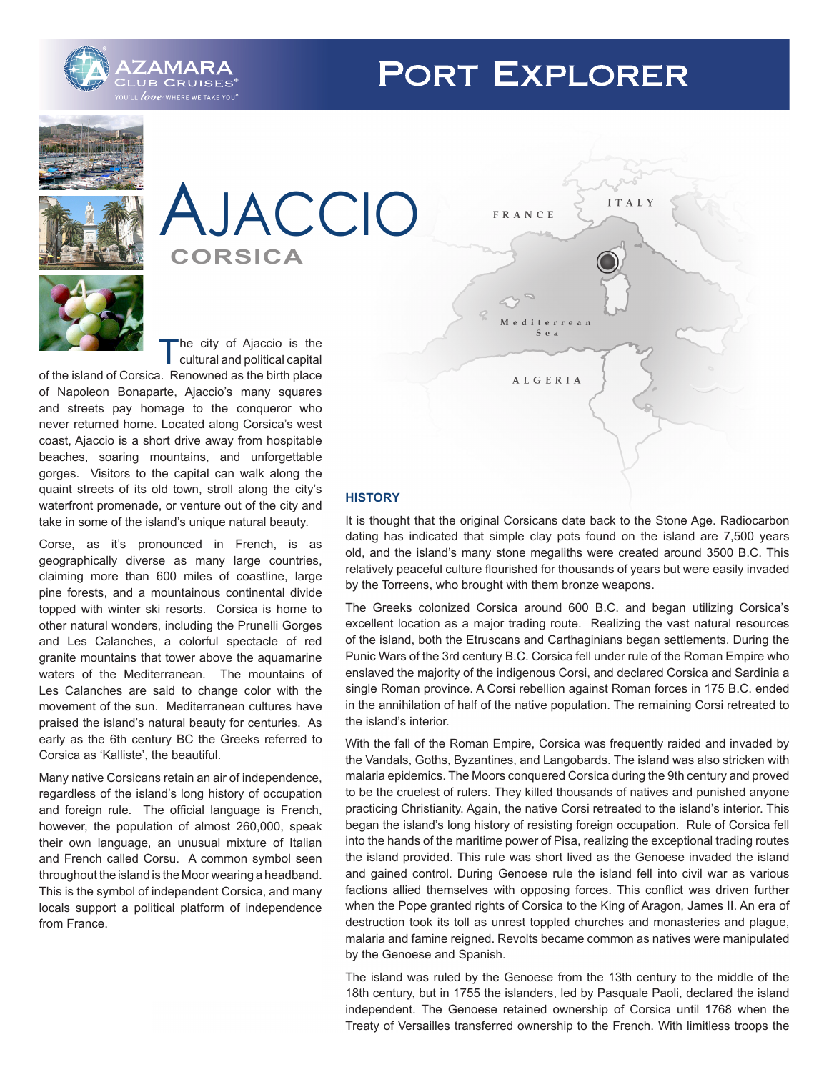# Port Explorer

# Ajaccio

## Corsica

The city of Ajaccio is the cultural and political capital of the island of Corsica. Renowned as the birth place of Napoleon Bonaparte, Ajaccio's many squares and streets pay homage to the conqueror who never returned home. Located along Corsica's west coast, Ajaccio is a short drive away from hospitable beaches, soaring mountains, and unforgettable gorges. Visitors to the capital can walk along the quaint streets of its old town, stroll along the city's waterfront promenade, or venture out of the city and take in some of the island's unique natural beauty.

Corse, as it's pronounced in French, is as geographically diverse as many large countries, claiming more than 600 miles of coastline, large pine forests, and a mountainous continental divide topped with winter ski resorts. Corsica is home to other natural wonders, including the Prunelli Gorges and Les Calanches, a colorful spectacle of red granite mountains that tower above the aquamarine waters of the Mediterranean. The mountains of Les Calanches are said to change color with the movement of the sun. Mediterranean cultures have praised the island's natural beauty for centuries. As early as the 6th century BC the Greeks referred to Corsica as 'Kalliste', the beautiful.

Many native Corsicans retain an air of independence, regardless of the island's long history of occupation and foreign rule. The official language is French, however, the population of almost 260,000, speak their own language, an unusual mixture of Italian and French called Corsu. A common symbol seen throughout the island is the Moor wearing a headband. This is the symbol of independent Corsica, and many locals support a political platform of independence from France.

### HISTORY

It is thought that the original Corsicans date back to the Stone Age. Radiocarbon dating has indicated that simple clay pots found on the island are 7,500 years old, and the island's many stone megaliths were created around 3500 B.C. This relatively peaceful culture flourished for thousands of years but were easily invaded by the Torreens, who brought with them bronze weapons.

The Greeks colonized Corsica around 600 B.C. and began utilizing Corsica's excellent location as a major trading route. Realizing the vast natural resources of the island, both the Etruscans and Carthaginians began settlements. During the Punic Wars of the 3rd century B.C. Corsica fell under rule of the Roman Empire who enslaved the majority of the indigenous Corsi, and declared Corsica and Sardinia a single Roman province. A Corsi rebellion against Roman forces in 175 B.C. ended in the annihilation of half of the native population. The remaining Corsi retreated to the island's interior.

With the fall of the Roman Empire, Corsica was frequently raided and invaded by the Vandals, Goths, Byzantines, and Langobards. The island was also stricken with malaria epidemics. The Moors conquered Corsica during the 9th century and proved to be the cruelest of rulers. They killed thousands of natives and punished anyone practicing Christianity. Again, the native Corsi retreated to the island's interior. This began the island's long history of resisting foreign occupation. Rule of Corsica fell into the hands of the maritime power of Pisa, realizing the exceptional trading routes the island provided. This rule was short lived as the Genoese invaded the island and gained control. During Genoese rule the island fell into civil war as various factions allied themselves with opposing forces. This conflict was driven further when the Pope granted rights of Corsica to the King of Aragon, James II. An era of destruction took its toll as unrest toppled churches and monasteries and plague, malaria and famine reigned. Revolts became common as natives were manipulated by the Genoese and Spanish.

The island was ruled by the Genoese from the 13th century to the middle of the 18th century, but in 1755 the islanders, led by Pasquale Paoli, declared the island independent. The Genoese retained ownership of Corsica until 1768 when the Treaty of Versailles transferred ownership to the French. With limitless troops the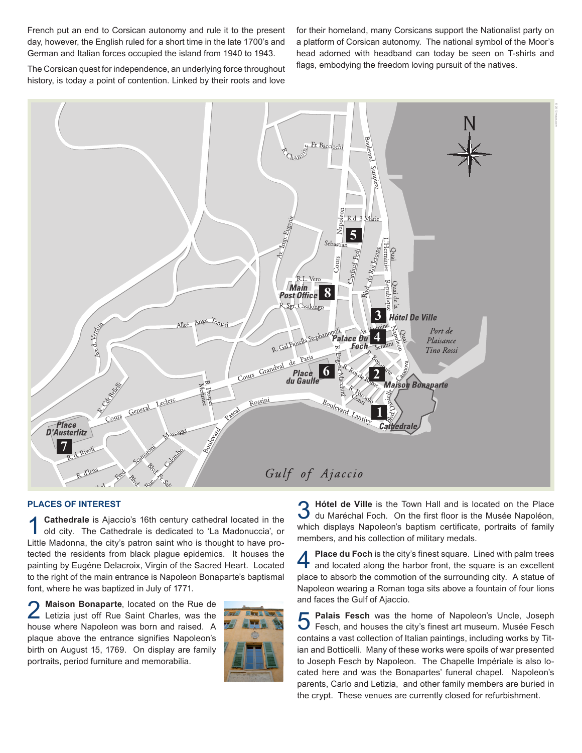French put an end to Corsican autonomy and rule it to the present day, however, the English ruled for a short time in the late 1700's and German and Italian forces occupied the island from 1940 to 1943.

The Corsican quest for independence, an underlying force throughout history, is today a point of contention. Linked by their roots and love for their homeland, many Corsicans support the Nationalist party on a platform of Corsican autonomy. The national symbol of the Moor's head adorned with headband can today be seen on T-shirts and flags, embodying the freedom loving pursuit of the natives.

## PLACES OF INTEREST

**1 Cathedrale** is Ajaccio's 16th century cathedral located in the old city. The Cathedrale is dedicated to 'La Madonuccia', or Little Madonna, the city's patron saint who is thought to have protected the residents from black plague epidemics. It houses the painting by Eugéne Delacroix, Virgin of the Sacred Heart. Located to the right of the main entrance is Napoleon Bonaparte's baptismal font, where he was baptized in July of 1771.

**2 Maison Bonaparte**, located on the Rue de Letizia just off Rue Saint Charles, was the house where Napoleon was born and raised. A plaque above the entrance signifies Napoleon's birth on August 15, 1769. On display are family portraits, period furniture and memorabilia.

**3 Hótel de Ville** is the Town Hall and is located on the Place du Maréchal Foch. On the first floor is the Musée Napoléon, which displays Napoleon's baptism certificate, portraits of family members, and his collection of military medals.

**4 Place du Foch** is the city's finest square. Lined with palm trees and located along the harbor front, the square is an excellent place to absorb the commotion of the surrounding city. A statue of Napoleon wearing a Roman toga sits above a fountain of four lions and faces the Gulf of Ajaccio.

**5 Palais Fesch** was the home of Napoleon's Uncle, Joseph Fesch, and houses the city's finest art museum. Musée Fesch contains a vast collection of Italian paintings, including works by Titian and Botticelli. Many of these works were spoils of war presented to Joseph Fesch by Napoleon. The Chapelle Impériale is also located here and was the Bonapartes' funeral chapel. Napoleon's parents, Carlo and Letizia, and other family members are buried in the crypt. These venues are currently closed for refurbishment.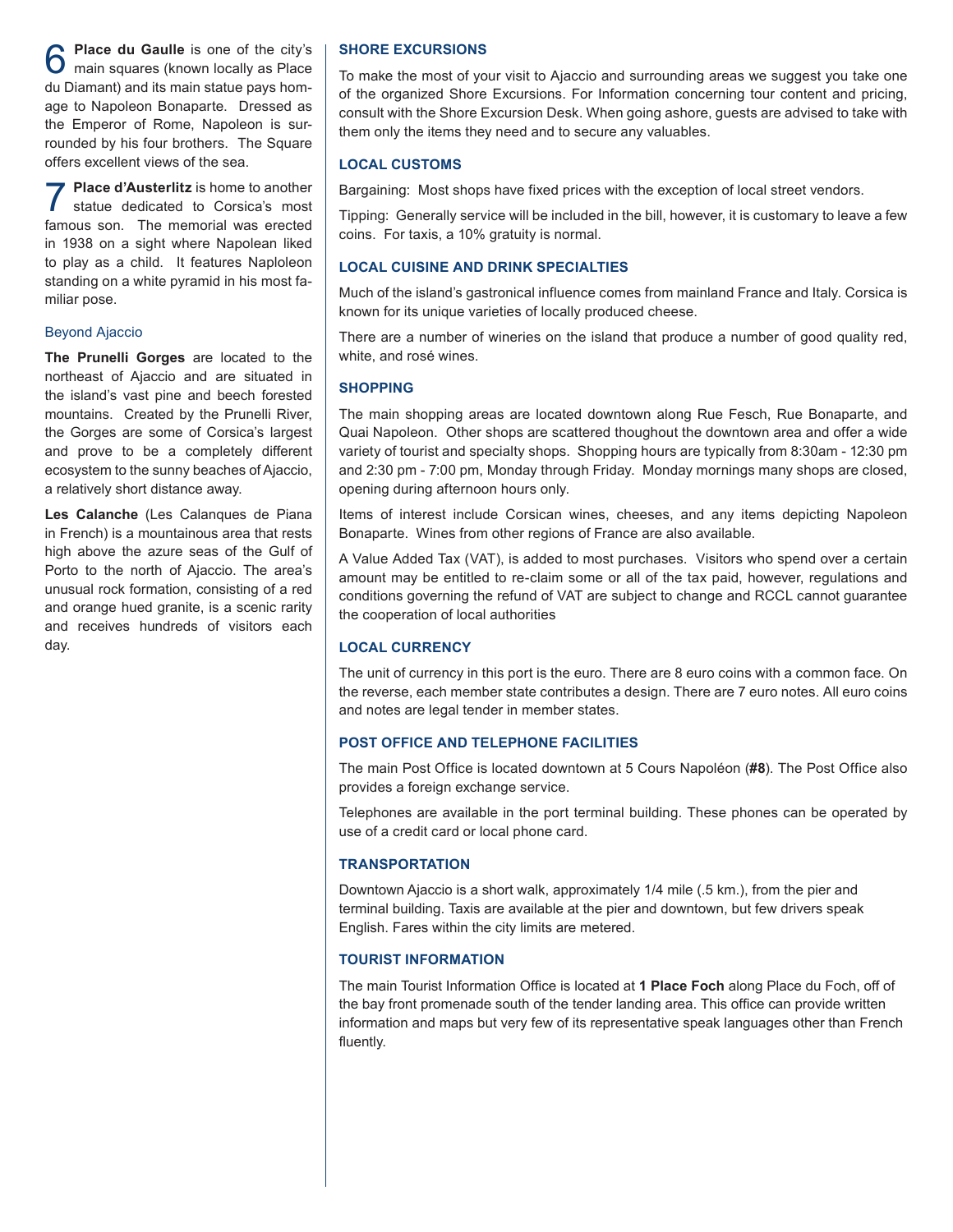**6** **Place du Gaulle** is one of the city's main squares (known locally as Place du Diamant) and its main statue pays homage to Napoleon Bonaparte. Dressed as the Emperor of Rome, Napoleon is surrounded by his four brothers. The Square offers excellent views of the sea.

**7** **Place d'Austerlitz** is home to another statue dedicated to Corsica's most famous son. The memorial was erected in 1938 on a sight where Napolean liked to play as a child. It features Naploleon standing on a white pyramid in his most familiar pose.

### Beyond Ajaccio

**The Prunelli Gorges** are located to the northeast of Ajaccio and are situated in the island's vast pine and beech forested mountains. Created by the Prunelli River, the Gorges are some of Corsica's largest and prove to be a completely different ecosystem to the sunny beaches of Ajaccio, a relatively short distance away.

**Les Calanche** (Les Calanques de Piana in French) is a mountainous area that rests high above the azure seas of the Gulf of Porto to the north of Ajaccio. The area's unusual rock formation, consisting of a red and orange hued granite, is a scenic rarity and receives hundreds of visitors each day.

## SHORE EXCURSIONS

To make the most of your visit to Ajaccio and surrounding areas we suggest you take one of the organized Shore Excursions. For Information concerning tour content and pricing, consult with the Shore Excursion Desk. When going ashore, guests are advised to take with them only the items they need and to secure any valuables.

## LOCAL CUSTOMS

Bargaining: Most shops have fixed prices with the exception of local street vendors.

Tipping: Generally service will be included in the bill, however, it is customary to leave a few coins. For taxis, a 10% gratuity is normal.

## LOCAL CUISINE AND DRINK SPECIALTIES

Much of the island's gastronical influence comes from mainland France and Italy. Corsica is known for its unique varieties of locally produced cheese.

There are a number of wineries on the island that produce a number of good quality red, white, and rosé wines.

## SHOPPING

The main shopping areas are located downtown along Rue Fesch, Rue Bonaparte, and Quai Napoleon. Other shops are scattered thoughout the downtown area and offer a wide variety of tourist and specialty shops. Shopping hours are typically from 8:30am - 12:30 pm and 2:30 pm - 7:00 pm, Monday through Friday. Monday mornings many shops are closed, opening during afternoon hours only.

Items of interest include Corsican wines, cheeses, and any items depicting Napoleon Bonaparte. Wines from other regions of France are also available.

A Value Added Tax (VAT), is added to most purchases. Visitors who spend over a certain amount may be entitled to re-claim some or all of the tax paid, however, regulations and conditions governing the refund of VAT are subject to change and RCCL cannot guarantee the cooperation of local authorities

## LOCAL CURRENCY

The unit of currency in this port is the euro. There are 8 euro coins with a common face. On the reverse, each member state contributes a design. There are 7 euro notes. All euro coins and notes are legal tender in member states.

## POST OFFICE AND TELEPHONE FACILITIES

The main Post Office is located downtown at 5 Cours Napoléon (**#8**). The Post Office also provides a foreign exchange service.

Telephones are available in the port terminal building. These phones can be operated by use of a credit card or local phone card.

## TRANSPORTATION

Downtown Ajaccio is a short walk, approximately 1/4 mile (.5 km.), from the pier and terminal building. Taxis are available at the pier and downtown, but few drivers speak English. Fares within the city limits are metered.

## TOURIST INFORMATION

The main Tourist Information Office is located at **1 Place Foch** along Place du Foch, off of the bay front promenade south of the tender landing area. This office can provide written information and maps but very few of its representative speak languages other than French fluently.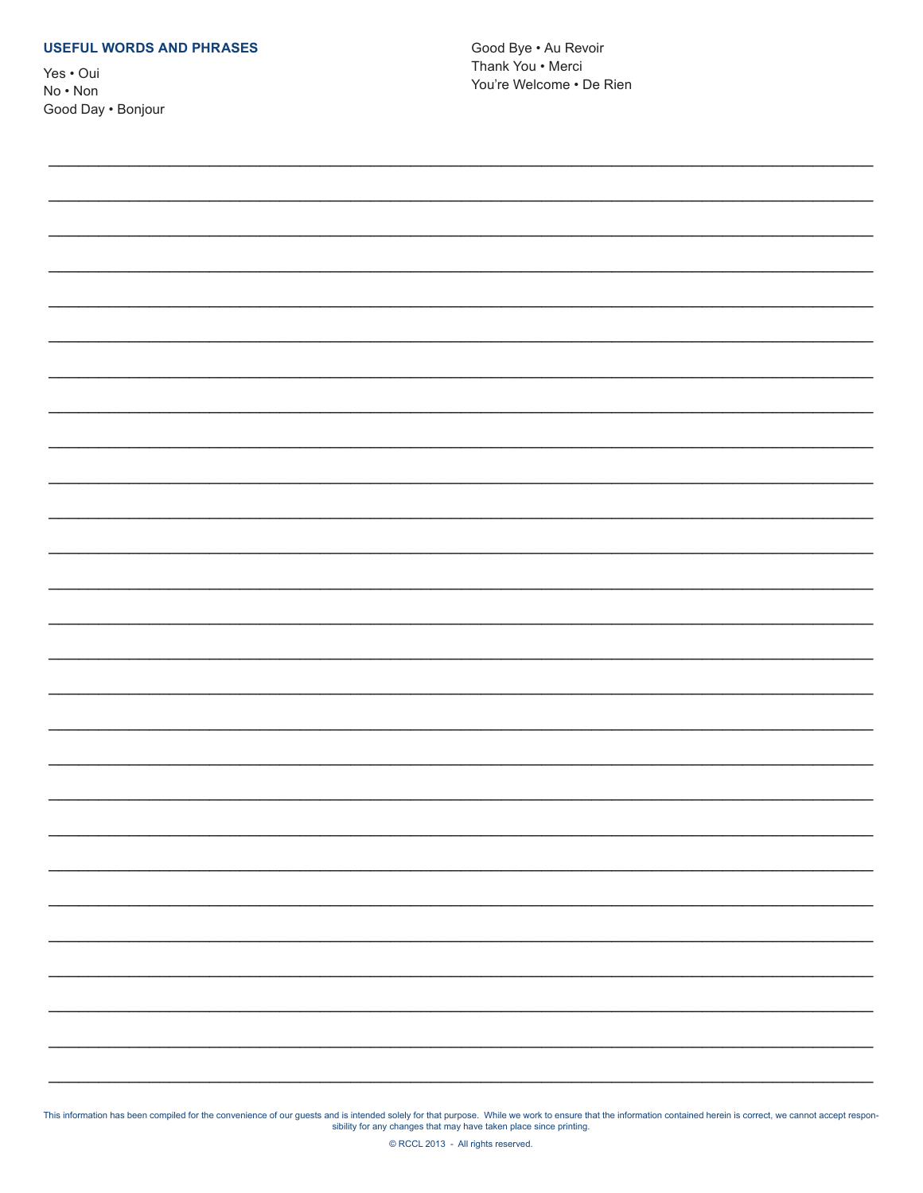### USEFUL WORDS AND PHRASES

Yes • Oui
No • Non
Good Day • Bonjour
Good Bye • Au Revoir
Thank You • Merci
You're Welcome • De Rien

This information has been compiled for the convenience of our guests and is intended solely for that purpose. While we work to ensure that the information contained herein is correct, we cannot accept responsibility for any changes that may have taken place since printing.

© RCCL 2013 - All rights reserved.